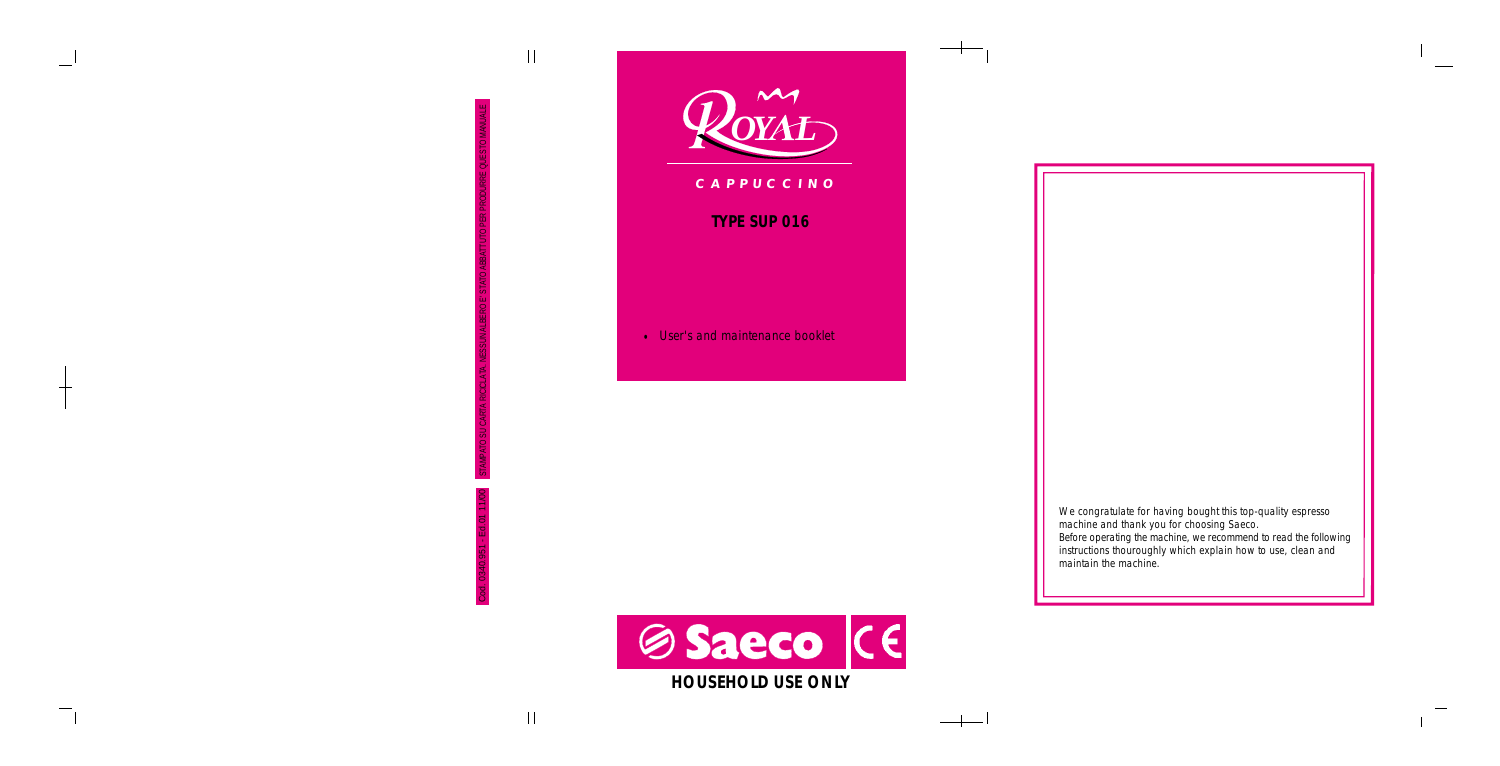Cod. 0340.951 - Ed.01 11/00

STAMPATO SU CARTA RICICLATA. NESSUN ALBERO E' STATO ABBATTUTO PER PRODURRE QUESTO MANUALE

# ROYAL

## CAPPUCCINO

### TYPE SUP 016

- User's and maintenance booklet

Saeco CE

**HOUSEHOLD USE ONLY**

We congratulate for having bought this top-quality espresso machine and thank you for choosing Saeco.
Before operating the machine, we recommend to read the following instructions thouroughly which explain how to use, clean and maintain the machine.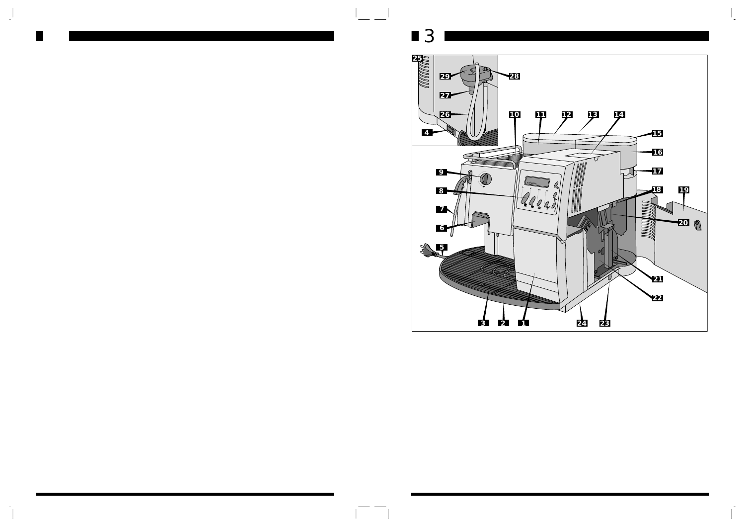3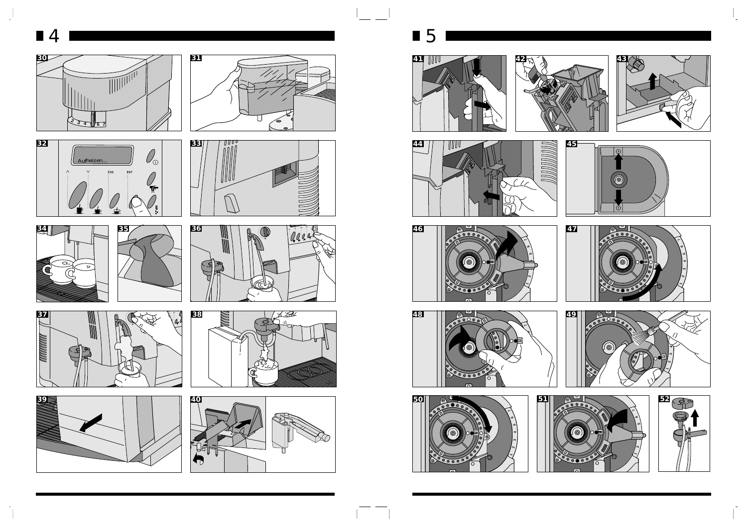# 4

# 5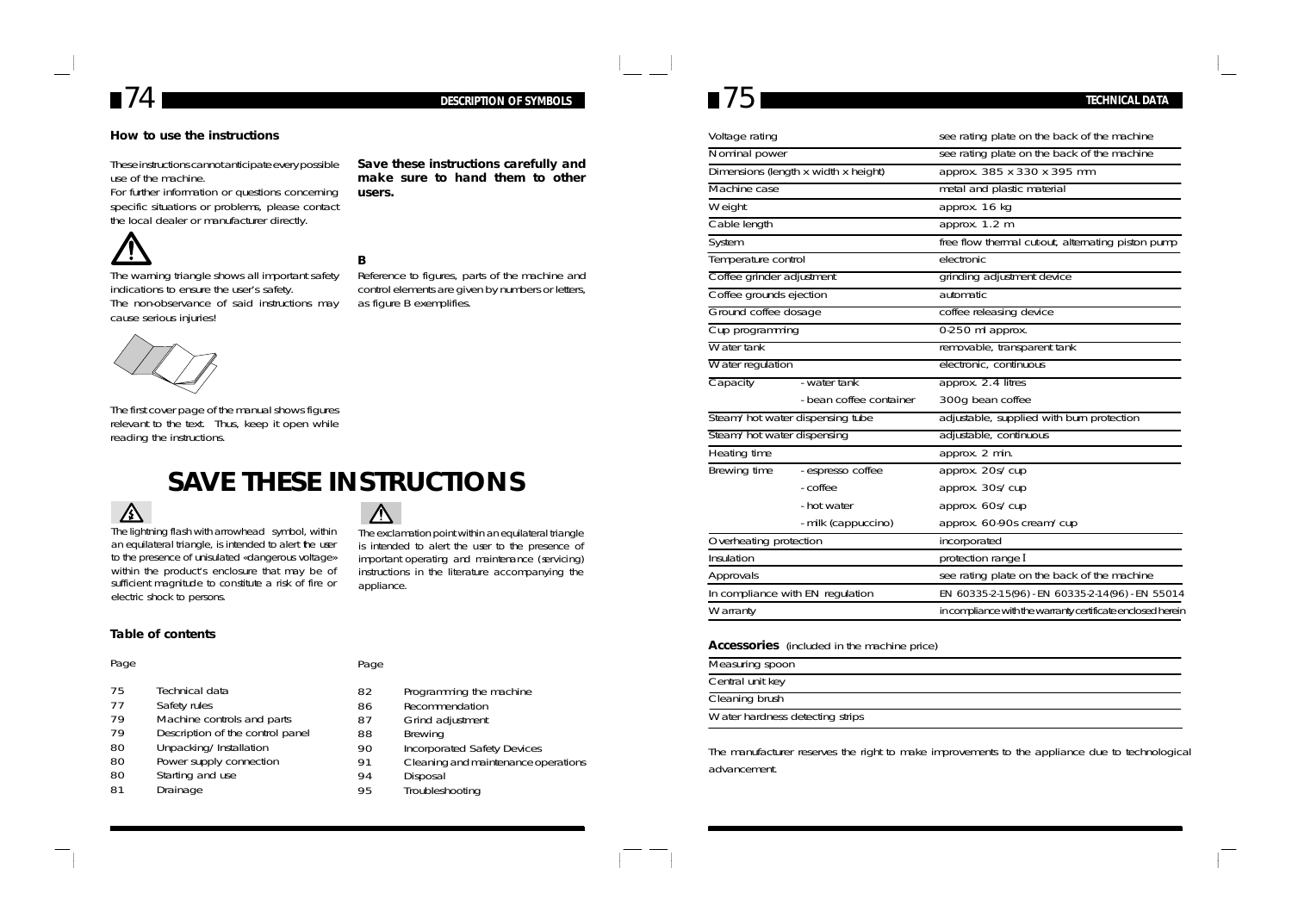## DESCRIPTION OF SYMBOLS

### How to use the instructions

These instructions cannot anticipate every possible use of the machine.
For further information or questions concerning specific situations or problems, please contact the local dealer or manufacturer directly.

**Save these instructions carefully and make sure to hand them to other users.**

The warning triangle shows all important safety indications to ensure the user's safety.
The non-observance of said instructions may cause serious injuries!

**B**

Reference to figures, parts of the machine and control elements are given by numbers or letters, as figure B exemplifies.

The first cover page of the manual shows figures relevant to the text. Thus, keep it open while reading the instructions.

# SAVE THESE INSTRUCTIONS

The lightning flash with arrowhead symbol, within an equilateral triangle, is intended to alert the user to the presence of unisulated «dangerous voltage» within the product's enclosure that may be of sufficient magnitude to constitute a risk of fire or electric shock to persons.

The exclamation point within an equilateral triangle is intended to alert the user to the presence of important operating and maintenance (servicing) instructions in the literature accompanying the appliance.

### Table of contents

| Page | | Page | |
|---|---|---|---|
| 75 | Technical data | 82 | Programming the machine |
| 77 | Safety rules | 86 | Recommendation |
| 79 | Machine controls and parts | 87 | Grind adjustment |
| 79 | Description of the control panel | 88 | Brewing |
| 80 | Unpacking/Installation | 90 | Incorporated Safety Devices |
| 80 | Power supply connection | 91 | Cleaning and maintenance operations |
| 80 | Starting and use | 94 | Disposal |
| 81 | Drainage | 95 | Troubleshooting |

## TECHNICAL DATA

| | | |
|---|---|---|
| Voltage rating | | see rating plate on the back of the machine |
| Nominal power | | see rating plate on the back of the machine |
| Dimensions (length x width x height) | | approx. 385 x 330 x 395 mm |
| Machine case | | metal and plastic material |
| Weight | | approx. 16 kg |
| Cable length | | approx. 1.2 m |
| System | | free flow thermal cut-out, alternating piston pump |
| Temperature control | | electronic |
| Coffee grinder adjustment | | grinding adjustment device |
| Coffee grounds ejection | | automatic |
| Ground coffee dosage | | coffee releasing device |
| Cup programming | | 0-250 ml approx. |
| Water tank | | removable, transparent tank |
| Water regulation | | electronic, continuous |
| Capacity | - water tank | approx. 2.4 litres |
| | - bean coffee container | 300g bean coffee |
| Steam/hot water dispensing tube | | adjustable, supplied with burn protection |
| Steam/hot water dispensing | | adjustable, continuous |
| Heating time | | approx. 2 min. |
| Brewing time | - espresso coffee | approx. 20s/cup |
| | - coffee | approx. 30s/cup |
| | - hot water | approx. 60s/cup |
| | - milk (cappuccino) | approx. 60-90s cream/cup |
| Overheating protection | | incorporated |
| Insulation | | protection range I |
| Approvals | | see rating plate on the back of the machine |
| In compliance with EN regulation | | EN 60335-2-15(96) - EN 60335-2-14(96) - EN 55014 |
| Warranty | | in compliance with the warranty certificate enclosed herein |

**Accessories** (included in the machine price)

| |
|---|
| Measuring spoon |
| Central unit key |
| Cleaning brush |
| Water hardness detecting strips |

The manufacturer reserves the right to make improvements to the appliance due to technological advancement.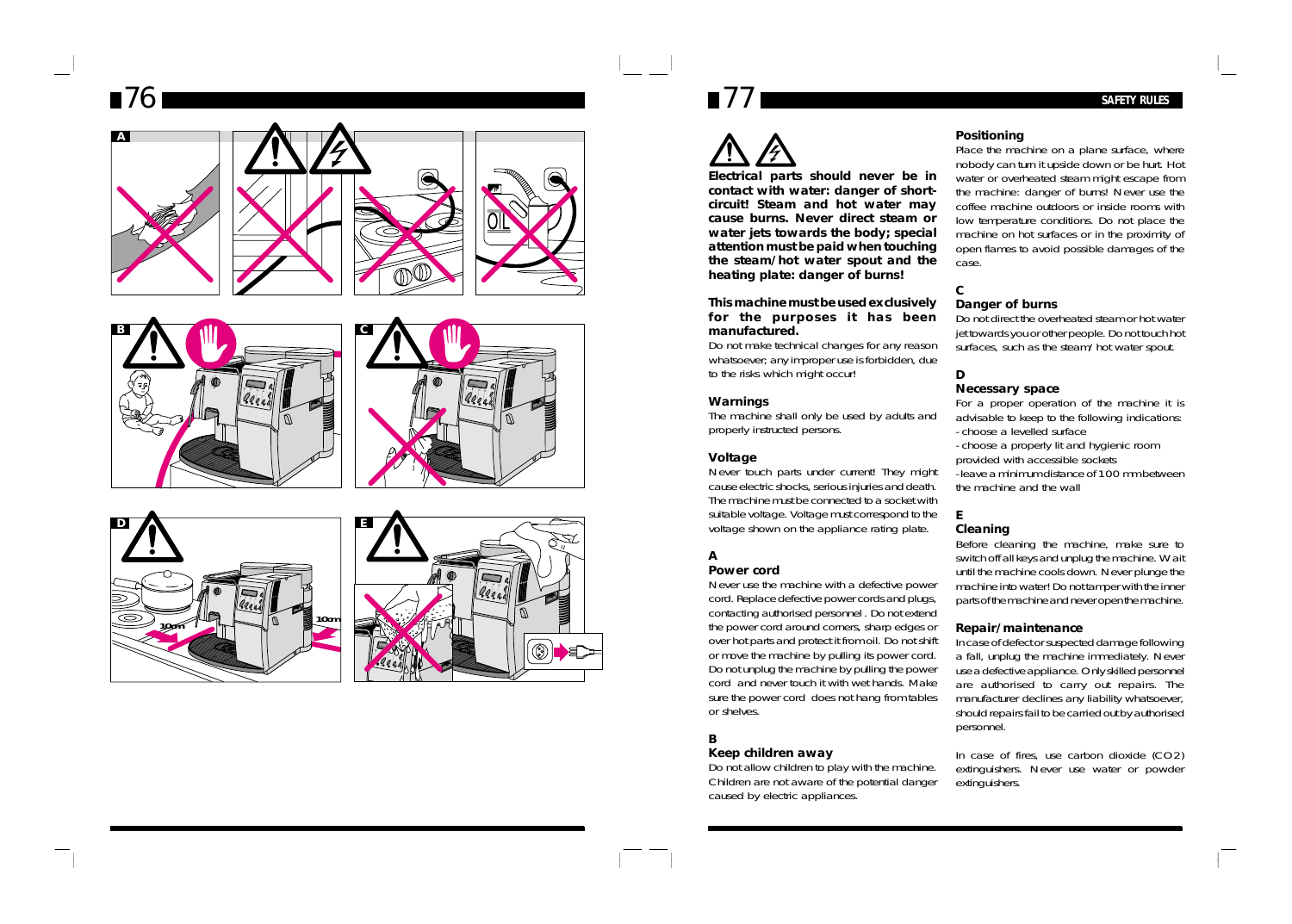## SAFETY RULES

**Electrical parts should never be in contact with water: danger of short-circuit! Steam and hot water may cause burns. Never direct steam or water jets towards the body; special attention must be paid when touching the steam/hot water spout and the heating plate: danger of burns!**

**This machine must be used exclusively for the purposes it has been manufactured.**

Do not make technical changes for any reason whatsoever; any improper use is forbidden, due to the risks which might occur!

### Warnings

The machine shall only be used by adults and properly instructed persons.

### Voltage

Never touch parts under current! They might cause electric shocks, serious injuries and death. The machine must be connected to a socket with suitable voltage. Voltage must correspond to the voltage shown on the appliance rating plate.

### A
### Power cord

Never use the machine with a defective power cord. Replace defective power cords and plugs, contacting authorised personnel . Do not extend the power cord around corners, sharp edges or over hot parts and protect it from oil. Do not shift or move the machine by pulling its power cord. Do not unplug the machine by pulling the power cord and never touch it with wet hands. Make sure the power cord does not hang from tables or shelves.

### B
### Keep children away

Do not allow children to play with the machine. Children are not aware of the potential danger caused by electric appliances.

### Positioning

Place the machine on a plane surface, where nobody can turn it upside down or be hurt. Hot water or overheated steam might escape from the machine: danger of burns! Never use the coffee machine outdoors or inside rooms with low temperature conditions. Do not place the machine on hot surfaces or in the proximity of open flames to avoid possible damages of the case.

### C
### Danger of burns

Do not direct the overheated steam or hot water jet towards you or other people. Do not touch hot surfaces, such as the steam/hot water spout.

### D
### Necessary space

For a proper operation of the machine it is advisable to keep to the following indications:

- choose a levelled surface
- choose a properly lit and hygienic room provided with accessible sockets
- leave a minimum distance of 100 mm between the machine and the wall

### E
### Cleaning

Before cleaning the machine, make sure to switch off all keys and unplug the machine. Wait until the machine cools down. Never plunge the machine into water! Do not tamper with the inner parts of the machine and never open the machine.

### Repair/maintenance

In case of defect or suspected damage following a fall, unplug the machine immediately. Never use a defective appliance. Only skilled personnel are authorised to carry out repairs. The manufacturer declines any liability whatsoever, should repairs fail to be carried out by authorised personnel.

In case of fires, use carbon dioxide ($CO_2$) extinguishers. Never use water or powder extinguishers.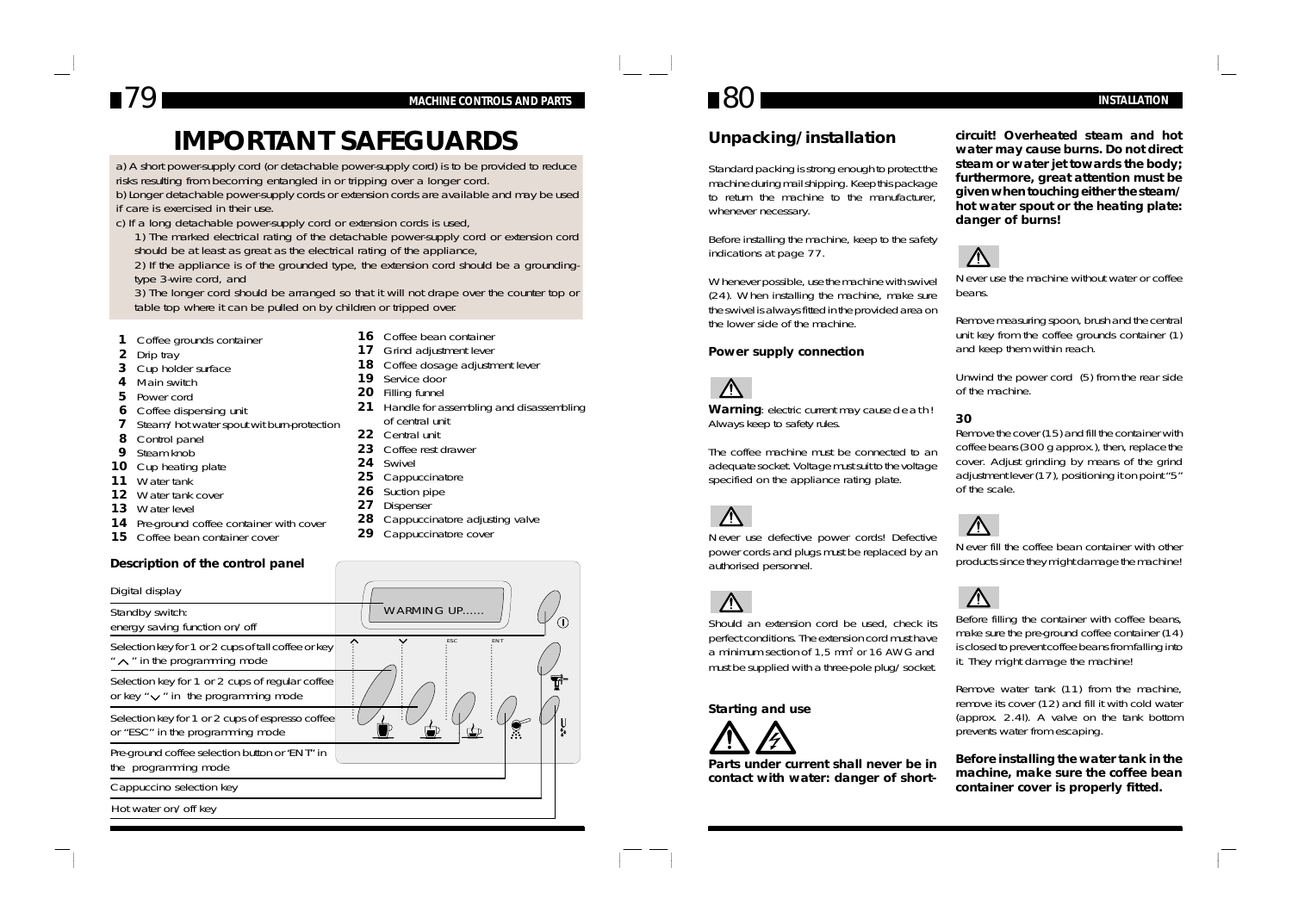# IMPORTANT SAFEGUARDS

a) A short power-supply cord (or detachable power-supply cord) is to be provided to reduce risks resulting from becoming entangled in or tripping over a longer cord.
b) Longer detachable power-supply cords or extension cords are available and may be used if care is exercised in their use.
c) If a long detachable power-supply cord or extension cords is used,
1) The marked electrical rating of the detachable power-supply cord or extension cord should be at least as great as the electrical rating of the appliance,
2) If the appliance is of the grounded type, the extension cord should be a grounding-type 3-wire cord, and
3) The longer cord should be arranged so that it will not drape over the counter top or table top where it can be pulled on by children or tripped over.

**1** Coffee grounds container
**2** Drip tray
**3** Cup holder surface
**4** Main switch
**5** Power cord
**6** Coffee dispensing unit
**7** Steam/hot water spout wit burn-protection
**8** Control panel
**9** Steam knob
**10** Cup heating plate
**11** Water tank
**12** Water tank cover
**13** Water level
**14** Pre-ground coffee container with cover
**15** Coffee bean container cover
**16** Coffee bean container
**17** Grind adjustment lever
**18** Coffee dosage adjustment lever
**19** Service door
**20** Filling funnel
**21** Handle for assembling and disassembling of central unit
**22** Central unit
**23** Coffee rest drawer
**24** Swivel
**25** Cappuccinatore
**26** Suction pipe
**27** Dispenser
**28** Cappuccinatore adjusting valve
**29** Cappuccinatore cover

### Description of the control panel

Digital display

Standby switch: energy saving function on/off

Selection key for 1 or 2 cups of tall coffee or key "⌃" in the programming mode

Selection key for 1 or 2 cups of regular coffee or key "⌄" in the programming mode

Selection key for 1 or 2 cups of espresso coffee or "ESC" in the programming mode

Pre-ground coffee selection button or "ENT" in the programming mode

Cappuccino selection key

Hot water on/off key

WARMING UP......

ESC ENT

## Unpacking/installation

Standard packing is strong enough to protect the machine during mail shipping. Keep this package to return the machine to the manufacturer, whenever necessary.

Before installing the machine, keep to the safety indications at page 77.

Whenever possible, use the machine with swivel (24). When installing the machine, make sure the swivel is always fitted in the provided area on the lower side of the machine.

### Power supply connection

**Warning**: electric current may cause d e a t h ! Always keep to safety rules.

The coffee machine must be connected to an adequate socket. Voltage must suit to the voltage specified on the appliance rating plate.

Never use defective power cords! Defective power cords and plugs must be replaced by an authorised personnel.

Should an extension cord be used, check its perfect conditions. The extension cord must have a minimum section of 1,5 mm² or 16 AWG and must be supplied with a three-pole plug/socket.

### Starting and use

**Parts under current shall never be in contact with water: danger of short-circuit! Overheated steam and hot water may cause burns. Do not direct steam or water jet towards the body; furthermore, great attention must be given when touching either the steam/hot water spout or the heating plate: danger of burns!**

Never use the machine without water or coffee beans.

Remove measuring spoon, brush and the central unit key from the coffee grounds container (1) and keep them within reach.

Unwind the power cord (5) from the rear side of the machine.

**30**

Remove the cover (15) and fill the container with coffee beans (300 g approx.), then, replace the cover. Adjust grinding by means of the grind adjustment lever (17), positioning it on point "5" of the scale.

Never fill the coffee bean container with other products since they might damage the machine!

Before filling the container with coffee beans, make sure the pre-ground coffee container (14) is closed to prevent coffee beans from falling into it. They might damage the machine!

Remove water tank (11) from the machine, remove its cover (12) and fill it with cold water (approx. 2.4l). A valve on the tank bottom prevents water from escaping.

**Before installing the water tank in the machine, make sure the coffee bean container cover is properly fitted.**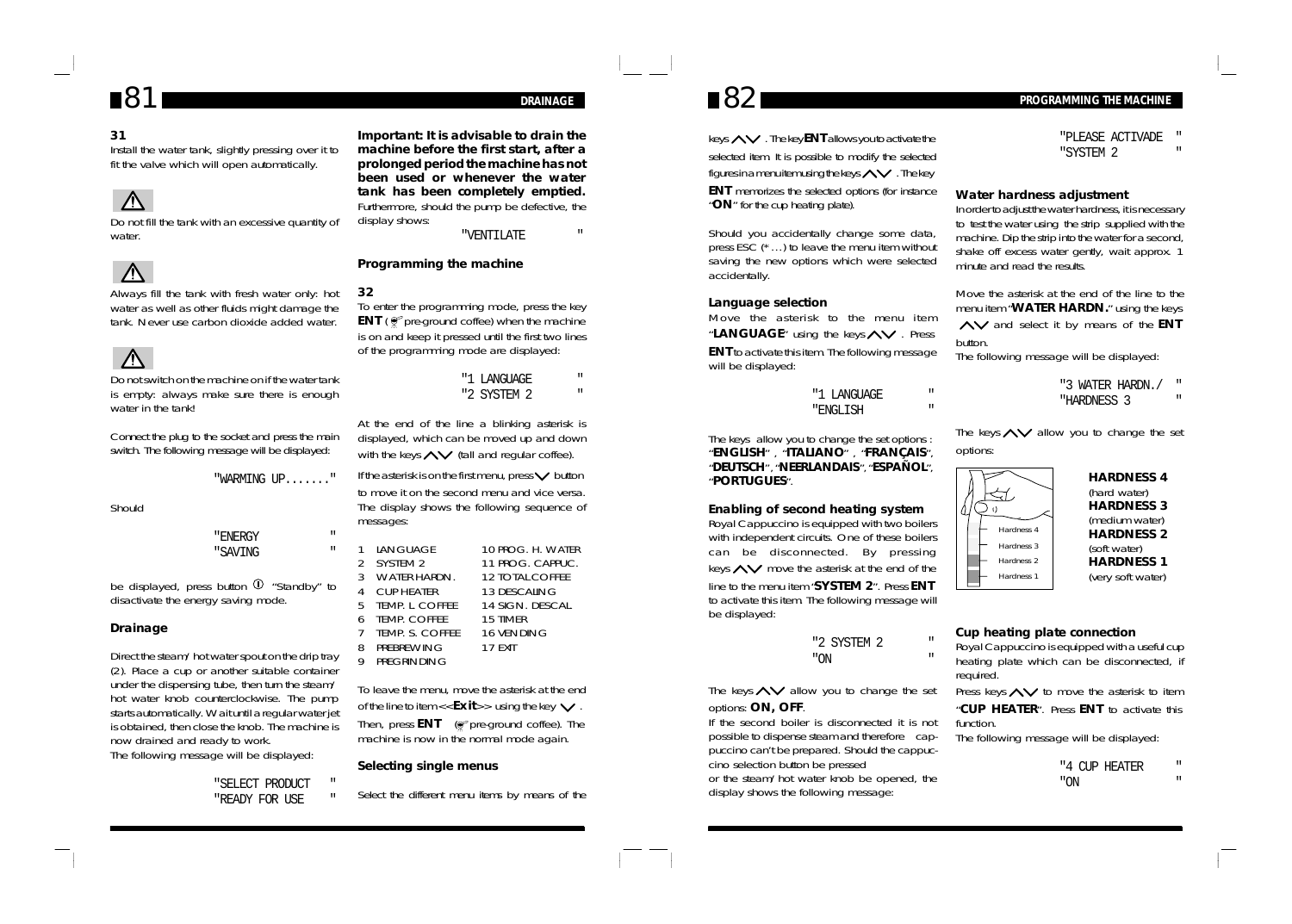**31**
Install the water tank, slightly pressing over it to fit the valve which will open automatically.

⚠

Do not fill the tank with an excessive quantity of water.

⚠

Always fill the tank with fresh water only: hot water as well as other fluids might damage the tank. Never use carbon dioxide added water.

⚠

Do not switch on the machine on if the water tank is empty: always make sure there is enough water in the tank!

Connect the plug to the socket and press the main switch. The following message will be displayed:

"WARMING UP......."

Should

"ENERGY "
"SAVING "

be displayed, press button ⓘ "Standby" to disactivate the energy saving mode.

### Drainage

Direct the steam/ hot water spout on the drip tray (2). Place a cup or another suitable container under the dispensing tube, then turn the steam/ hot water knob counterclockwise. The pump starts automatically. Wait until a regular water jet is obtained, then close the knob. The machine is now drained and ready to work.
The following message will be displayed:

"SELECT PRODUCT "
"READY FOR USE "

**Important: It is advisable to drain the machine before the first start, after a prolonged period the machine has not been used or whenever the water tank has been completely emptied.** Furthermore, should the pump be defective, the display shows:

"VENTILATE "

### Programming the machine

**32**
To enter the programming mode, press the key **ENT** (pre-ground coffee) when the machine is on and keep it pressed until the first two lines of the programming mode are displayed:

"1 LANGUAGE "
"2 SYSTEM 2 "

At the end of the line a blinking asterisk is displayed, which can be moved up and down with the keys ∧∨ (tall and regular coffee).

If the asterisk is on the first menu, press ∨ button to move it on the second menu and vice versa. The display shows the following sequence of messages:

| | | | |
|---|---|---|---|
| 1 | LANGUAGE | 10 | PROG. H. WATER |
| 2 | SYSTEM 2 | 11 | PROG. CAPPUC. |
| 3 | WATER HARDN. | 12 | TOTAL COFFEE |
| 4 | CUP HEATER | 13 | DESCALING |
| 5 | TEMP. L COFFEE | 14 | SIGN. DESCAL |
| 6 | TEMP. COFFEE | 15 | TIMER |
| 7 | TEMP. S. COFFEE | 16 | VENDING |
| 8 | PREBREWING | 17 | EXIT |
| 9 | PREGRINDING | | |

To leave the menu, move the asterisk at the end of the line to item <<**Exit**>> using the key ∨. Then, press **ENT** (pre-ground coffee). The machine is now in the normal mode again.

### Selecting single menus

Select the different menu items by means of the keys ∧∨. The key **ENT** allows you to activate the selected item. It is possible to modify the selected figures in a menu item using the keys ∧∨. The key **ENT** memorizes the selected options (for instance "**ON**" for the cup heating plate).

Should you accidentally change some data, press ESC (* ...) to leave the menu item without saving the new options which were selected accidentally.

### Language selection

Move the asterisk to the menu item "**LANGUAGE**" using the keys ∧∨. Press **ENT** to activate this item. The following message will be displayed:

"1 LANGUAGE "
"ENGLISH "

The keys allow you to change the set options : "**ENGLISH**", "**ITALIANO**", "**FRANÇAIS**", "**DEUTSCH**", "**NEERLANDAIS**", "**ESPAÑOL**", "**PORTUGUES**".

### Enabling of second heating system

Royal Cappuccino is equipped with two boilers with independent circuits. One of these boilers can be disconnected. By pressing keys ∧∨ move the asterisk at the end of the line to the menu item "**SYSTEM 2**". Press **ENT** to activate this item. The following message will be displayed:

"2 SYSTEM 2 "
"ON "

The keys ∧∨ allow you to change the set options: **ON, OFF**.
If the second boiler is disconnected it is not possible to dispense steam and therefore cappuccino can't be prepared. Should the cappuccino selection button be pressed
or the steam/ hot water knob be opened, the display shows the following message:

"PLEASE ACTIVADE "
"SYSTEM 2 "

### Water hardness adjustment

In order to adjust the water hardness, it is necessary to test the water using the strip supplied with the machine. Dip the strip into the water for a second, shake off excess water gently, wait approx. 1 minute and read the results.

Move the asterisk at the end of the line to the menu item "**WATER HARDN.**" using the keys ∧∨ and select it by means of the **ENT** button.
The following message will be displayed:

"3 WATER HARDN./ "
"HARDNESS 3 "

The keys ∧∨ allow you to change the set options:

Hardness 4
Hardness 3
Hardness 2
Hardness 1

**HARDNESS 4**
(hard water)
**HARDNESS 3**
(medium water)
**HARDNESS 2**
(soft water)
**HARDNESS 1**
(very soft water)

### Cup heating plate connection

Royal Cappuccino is equipped with a useful cup heating plate which can be disconnected, if required.
Press keys ∧∨ to move the asterisk to item "**CUP HEATER**". Press **ENT** to activate this function.
The following message will be displayed:

"4 CUP HEATER "
"ON "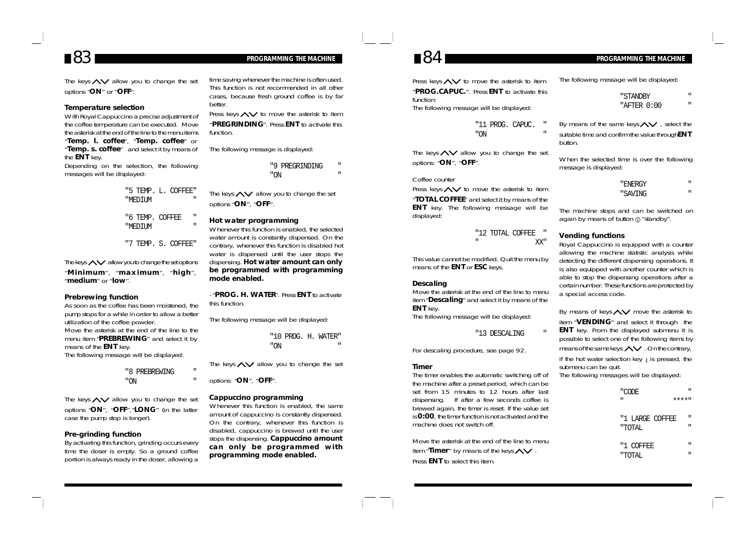The keys ∧∨ allow you to change the set options "**ON**" or "**OFF**".

### Temperature selection

With Royal Cappuccino a precise adjustment of the coffee temperature can be executed. Move the asterisk at the end of the line to the menu items "**Temp. l. coffee**", "**Temp. coffee**" or "**Temp. s. coffee**" and select it by means of the **ENT** key.
Depending on the selection, the following messages will be displayed:

```
"5 TEMP. L. COFFEE"
"MEDIUM           "

"6 TEMP. COFFEE   "
"MEDIUM           "

"7 TEMP. S. COFFEE"
```

The keys ∧∨ allow you to change the set options "**Minimum**", "**maximum**", "**high**", "**medium**" or "**low**".

### Prebrewing function

As soon as the coffee has been moistened, the pump stops for a while in order to allow a better utilization of the coffee powder.
Move the asterisk at the end of the line to the menu item "**PREBREWING**" and select it by means of the **ENT** key.
The following message will be displayed:

```
"8 PREBREWING     "
"ON               "
```

The keys ∧∨ allow you to change the set options "**ON**", "**OFF**","**LONG**" (in the latter case the pump stop is longer).

### Pre-grinding function

By activating this function, grinding occurs every time the doser is empty. So a ground coffee portion is always ready in the doser, allowing a time saving whenever the machine is often used. This function is not recommended in all other cases, because fresh ground coffee is by far better.
Press keys ∧∨ to move the asterisk to item "**PREGRINDING**". Press **ENT** to activate this function.

The following message is displayed:

```
"9 PREGRINDING    "
"ON               "
```

The keys ∧∨ allow you to change the set options "**ON**", "**OFF**".

### Hot water programming

Whenever this function is enabled, the selected water amount is constantly dispensed. On the contrary, whenever this function is disabled hot water is dispensed until the user stops the dispensing. **Hot water amount can only be programmed with programming mode enabled.**

- "**PROG. H. WATER**". Press **ENT** to activate this function.

The following message will be displayed:

```
"10 PROG. H. WATER"
"ON               "
```

The keys ∧∨ allow you to change the set options: "**ON**", "**OFF**".

### Cappuccino programming

Whenever this function is enabled, the same amount of cappuccino is constantly dispensed. On the contrary, whenever this function is disabled, cappuccino is brewed until the user stops the dispensing. **Cappuccino amount can only be programmed with programming mode enabled.**

Press keys ∧∨ to move the asterisk to item "**PROG.CAPUC.**". Press **ENT** to activate this function:
The following message will be displayed:

```
"11 PROG. CAPUC.  "
"ON               "
```

The keys ∧∨ allow you to change the set options: "**ON**", "**OFF**".

Coffee counter

Press keys ∧∨ to move the asterisk to item "**TOTAL COFFEE**" and select it by means of the **ENT** key. The following message will be displayed:

```
"12 TOTAL COFFEE  "
"               XX"
```

This value cannot be modified. Quit the menu by means of the **ENT** or **ESC** keys.

### Descaling

Move the asterisk at the end of the line to menu item "**Descaling**" and select it by means of the **ENT** key.
The following message will be displayed:

```
"13 DESCALING     "
```

For descaling procedure, see page 92.

### Timer

The timer enables the automatic switching off of the machine after a preset period, which can be set from 15 minutes to 12 hours after last dispensing. If after a few seconds coffee is brewed again, the timer is reset. If the value set is **0:00**, the timer function is not activated and the machine does not switch off.

Move the asterisk at the end of the line to menu item "**Timer**" by means of the keys ∧∨ .
Press **ENT** to select this item.

The following message will be displayed:

```
"STANDBY          "
"AFTER 0:00       "
```

By means of the same keys ∧∨ , select the suitable time and confirm the value through **ENT** button.

When the selected time is over the following message is displayed:

```
"ENERGY           "
"SAVING           "
```

The machine stops and can be switched on again by means of button ⓘ "standby".

### Vending functions

Royal Cappuccino is equipped with a counter allowing the machine statistic analysis while detecting the different dispensing operations. It is also equipped with another counter which is able to stop the dispensing operations after a certain number. These functions are protected by a special access code.

By means of keys ∧∨ move the asterisk to item "**VENDING**" and select it through the **ENT** key. From the displayed submenu it is possible to select one of the following items by means of the same keys ∧∨ . On the contrary, if the hot water selection key ¡ is pressed, the submenu can be quit.
The following messages will be displayed:

```
"CODE             "
"             ****"

"1 LARGE COFFEE   "
"TOTAL            "

"1 COFFEE         "
"TOTAL            "
```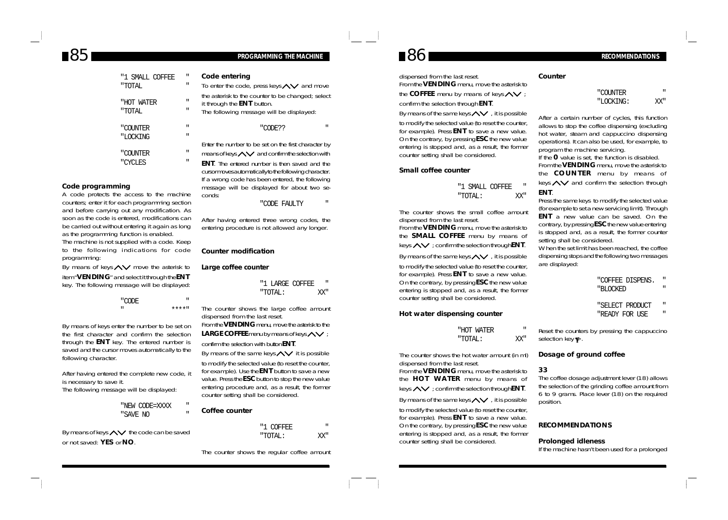```
"1 SMALL COFFEE    "
"TOTAL             "

"HOT WATER         "
"TOTAL             "

"COUNTER           "
"LOCKING           "

"COUNTER           "
"CYCLES            "
```

### Code programming

A code protects the access to the machine counters; enter it for each programming section and before carrying out any modification. As soon as the code is entered, modifications can be carried out without entering it again as long as the programming function is enabled.

The machine is not supplied with a code. Keep to the following indications for code programming:

By means of keys ∧∨ move the asterisk to item "**VENDING**" and select it through the **ENT** key. The following message will be displayed:

```
"CODE              "
"              ****"
```

By means of keys enter the number to be set on the first character and confirm the selection through the **ENT** key. The entered number is saved and the cursor moves automatically to the following character.

After having entered the complete new code, it is necessary to save it.

The following message will be displayed:

```
"NEW CODE=XXXX     "
"SAVE NO           "
```

By means of keys ∧∨ the code can be saved or not saved: **YES** or **NO**.

### Code entering

To enter the code, press keys ∧∨ and move the asterisk to the counter to be changed; select it through the **ENT** button.

The following message will be displayed:

```
"CODE??            "
```

Enter the number to be set on the first character by means of keys ∧∨ and confirm the selection with **ENT**. The entered number is then saved and the cursor moves automatically to the following character. If a wrong code has been entered, the following message will be displayed for about two seconds:

```
"CODE FAULTY       "
```

After having entered three wrong codes, the entering procedure is not allowed any longer.

### Counter modification

#### Large coffee counter

```
"1 LARGE COFFEE    "
"TOTAL:          XX"
```

The counter shows the large coffee amount dispensed from the last reset.

From the **VENDING** menu, move the asterisk to the **LARGE COFFEE** menu by means of keys ∧∨ ; confirm the selection with button **ENT**.

By means of the same keys ∧∨ it is possible to modify the selected value (to reset the counter, for example). Use the **ENT** button to save a new value. Press the **ESC** button to stop the new value entering procedure and, as a result, the former counter setting shall be considered.

#### Coffee counter

```
"1 COFFEE          "
"TOTAL:          XX"
```

The counter shows the regular coffee amount dispensed from the last reset.

From the **VENDING** menu, move the asterisk to the **COFFEE** menu by means of keys ∧∨ ; confirm the selection through **ENT**.

By means of the same keys ∧∨ , it is possible to modify the selected value (to reset the counter, for example). Press **ENT** to save a new value. On the contrary, by pressing **ESC** the new value entering is stopped and, as a result, the former counter setting shall be considered.

#### Small coffee counter

```
"1 SMALL COFFEE    "
"TOTAL:          XX"
```

The counter shows the small coffee amount dispensed from the last reset.

From the **VENDING** menu, move the asterisk to the **SMALL COFFEE** menu by means of keys ∧∨ ; confirm the selection through **ENT**.

By means of the same keys ∧∨ , it is possible to modify the selected value (to reset the counter, for example). Press **ENT** to save a new value. On the contrary, by pressing **ESC** the new value entering is stopped and, as a result, the former counter setting shall be considered.

#### Hot water dispensing counter

```
"HOT WATER         "
"TOTAL:          XX"
```

The counter shows the hot water amount (in ml) dispensed from the last reset.

From the **VENDING** menu, move the asterisk to the **HOT WATER** menu by means of keys ∧∨ ; confirm the selection through **ENT**.

By means of the same keys ∧∨ , it is possible to modify the selected value (to reset the counter, for example). Press **ENT** to save a new value. On the contrary, by pressing **ESC** the new value entering is stopped and, as a result, the former counter setting shall be considered.

#### Counter

```
"COUNTER           "
"LOCKING:        XX"
```

After a certain number of cycles, this function allows to stop the coffee dispensing (excluding hot water, steam and cappuccino dispensing operations). It can also be used, for example, to program the machine servicing.

If the **0** value is set, the function is disabled.

From the **VENDING** menu, move the asterisk to the **COUNTER** menu by means of keys ∧∨ and confirm the selection through **ENT**.

Press the same keys to modify the selected value (for example to set a new servicing limit). Through **ENT** a new value can be saved. On the contrary, by pressing **ESC** the new value entering is stopped and, as a result, the former counter setting shall be considered.

When the set limit has been reached, the coffee dispensing stops and the following two messages are displayed:

```
"COFFEE DISPENS.   "
"BLOCKED           "

"SELECT PRODUCT    "
"READY FOR USE     "
```

Reset the counters by pressing the cappuccino selection key.

### Dosage of ground coffee

**33**

The coffee dosage adjustment lever (18) allows the selection of the grinding coffee amount from 6 to 9 grams. Place lever (18) on the required position.

## RECOMMENDATIONS

### Prolonged idleness

If the machine hasn't been used for a prolonged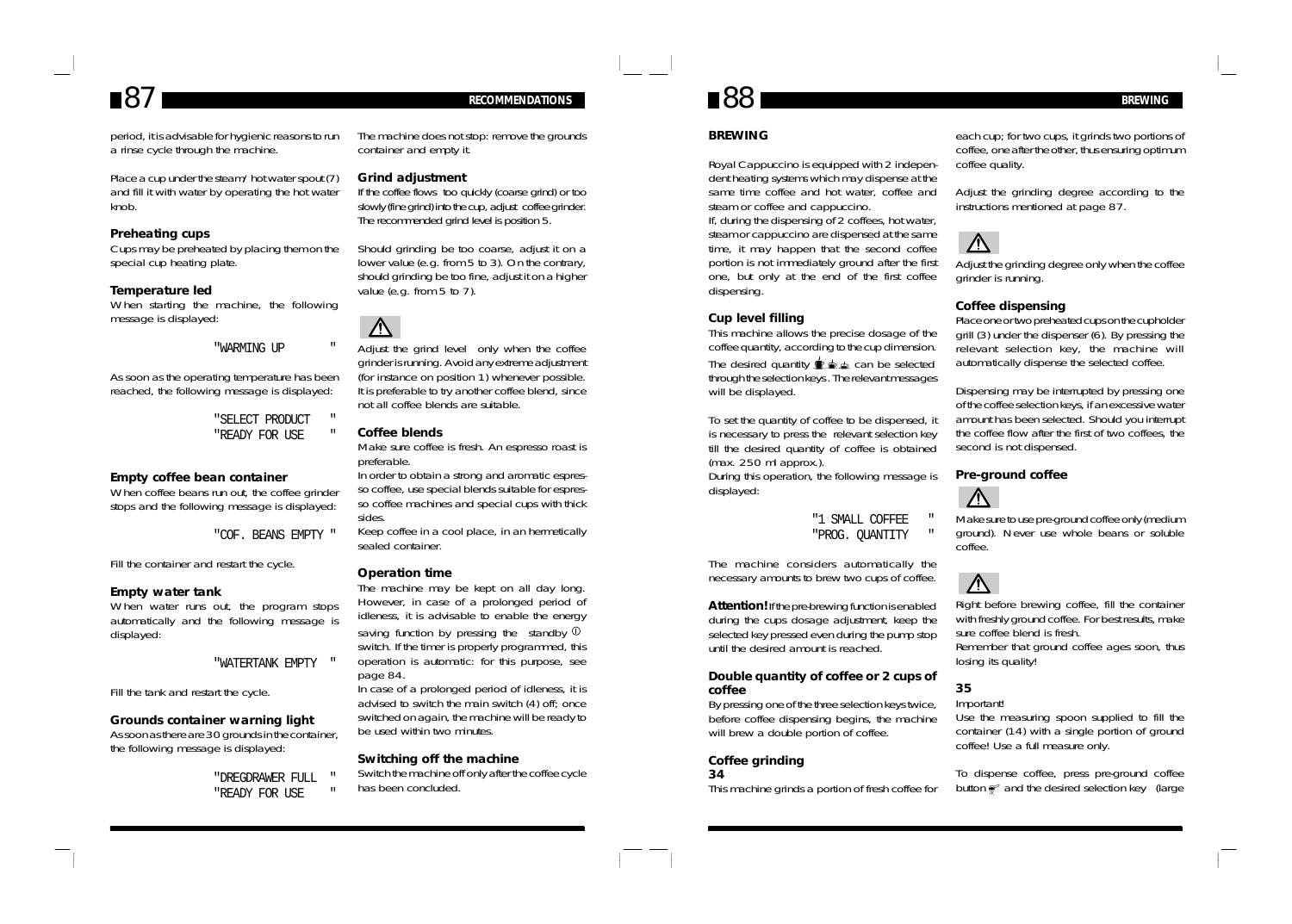period, it is advisable for hygienic reasons to run a rinse cycle through the machine.

Place a cup under the steam/ hot water spout (7) and fill it with water by operating the hot water knob.

### Preheating cups

Cups may be preheated by placing them on the special cup heating plate.

### Temperature led

When starting the machine, the following message is displayed:

"WARMING UP "

As soon as the operating temperature has been reached, the following message is displayed:

"SELECT PRODUCT "
"READY FOR USE "

### Empty coffee bean container

When coffee beans run out, the coffee grinder stops and the following message is displayed:

"COF. BEANS EMPTY "

Fill the container and restart the cycle.

### Empty water tank

When water runs out, the program stops automatically and the following message is displayed:

"WATERTANK EMPTY "

Fill the tank and restart the cycle.

### Grounds container warning light

As soon as there are 30 grounds in the container, the following message is displayed:

"DREGDRAWER FULL "
"READY FOR USE "

The machine does not stop: remove the grounds container and empty it.

### Grind adjustment

If the coffee flows too quickly (coarse grind) or too slowly (fine grind) into the cup, adjust coffee grinder. The recommended grind level is position 5.

Should grinding be too coarse, adjust it on a lower value (e.g. from 5 to 3). On the contrary, should grinding be too fine, adjust it on a higher value (e.g. from 5 to 7).

⚠

Adjust the grind level only when the coffee grinder is running. Avoid any extreme adjustment (for instance on position 1) whenever possible. It is preferable to try another coffee blend, since not all coffee blends are suitable.

### Coffee blends

Make sure coffee is fresh. An espresso roast is preferable.
In order to obtain a strong and aromatic espresso coffee, use special blends suitable for espresso coffee machines and special cups with thick sides.
Keep coffee in a cool place, in an hermetically sealed container.

### Operation time

The machine may be kept on all day long. However, in case of a prolonged period of idleness, it is advisable to enable the energy saving function by pressing the standby switch. If the timer is properly programmed, this operation is automatic: for this purpose, see page 84.
In case of a prolonged period of idleness, it is advised to switch the main switch (4) off; once switched on again, the machine will be ready to be used within two minutes.

### Switching off the machine

Switch the machine off only after the coffee cycle has been concluded.

## BREWING

Royal Cappuccino is equipped with 2 independent heating systems which may dispense at the same time coffee and hot water, coffee and steam or coffee and cappuccino.
If, during the dispensing of 2 coffees, hot water, steam or cappuccino are dispensed at the same time, it may happen that the second coffee portion is not immediately ground after the first one, but only at the end of the first coffee dispensing.

### Cup level filling

This machine allows the precise dosage of the coffee quantity, according to the cup dimension. The desired quantity can be selected through the selection keys. The relevant messages will be displayed.

To set the quantity of coffee to be dispensed, it is necessary to press the relevant selection key till the desired quantity of coffee is obtained (max. 250 ml approx.).
During this operation, the following message is displayed:

"1 SMALL COFFEE "
"PROG. QUANTITY "

The machine considers automatically the necessary amounts to brew two cups of coffee.

**Attention!** If the pre-brewing function is enabled during the cups dosage adjustment, keep the selected key pressed even during the pump stop until the desired amount is reached.

### Double quantity of coffee or 2 cups of coffee

By pressing one of the three selection keys twice, before coffee dispensing begins, the machine will brew a double portion of coffee.

### Coffee grinding

**34**

This machine grinds a portion of fresh coffee for each cup; for two cups, it grinds two portions of coffee, one after the other, thus ensuring optimum coffee quality.

Adjust the grinding degree according to the instructions mentioned at page 87.

⚠

Adjust the grinding degree only when the coffee grinder is running.

### Coffee dispensing

Place one or two preheated cups on the cupholder grill (3) under the dispenser (6). By pressing the relevant selection key, the machine will automatically dispense the selected coffee.

Dispensing may be interrupted by pressing one of the coffee selection keys, if an excessive water amount has been selected. Should you interrupt the coffee flow after the first of two coffees, the second is not dispensed.

### Pre-ground coffee

⚠

Make sure to use pre-ground coffee only (medium ground). Never use whole beans or soluble coffee.

⚠

Right before brewing coffee, fill the container with freshly ground coffee. For best results, make sure coffee blend is fresh.
Remember that ground coffee ages soon, thus losing its quality!

**35**

Important!
Use the measuring spoon supplied to fill the container (14) with a single portion of ground coffee! Use a full measure only.

To dispense coffee, press pre-ground coffee button and the desired selection key (large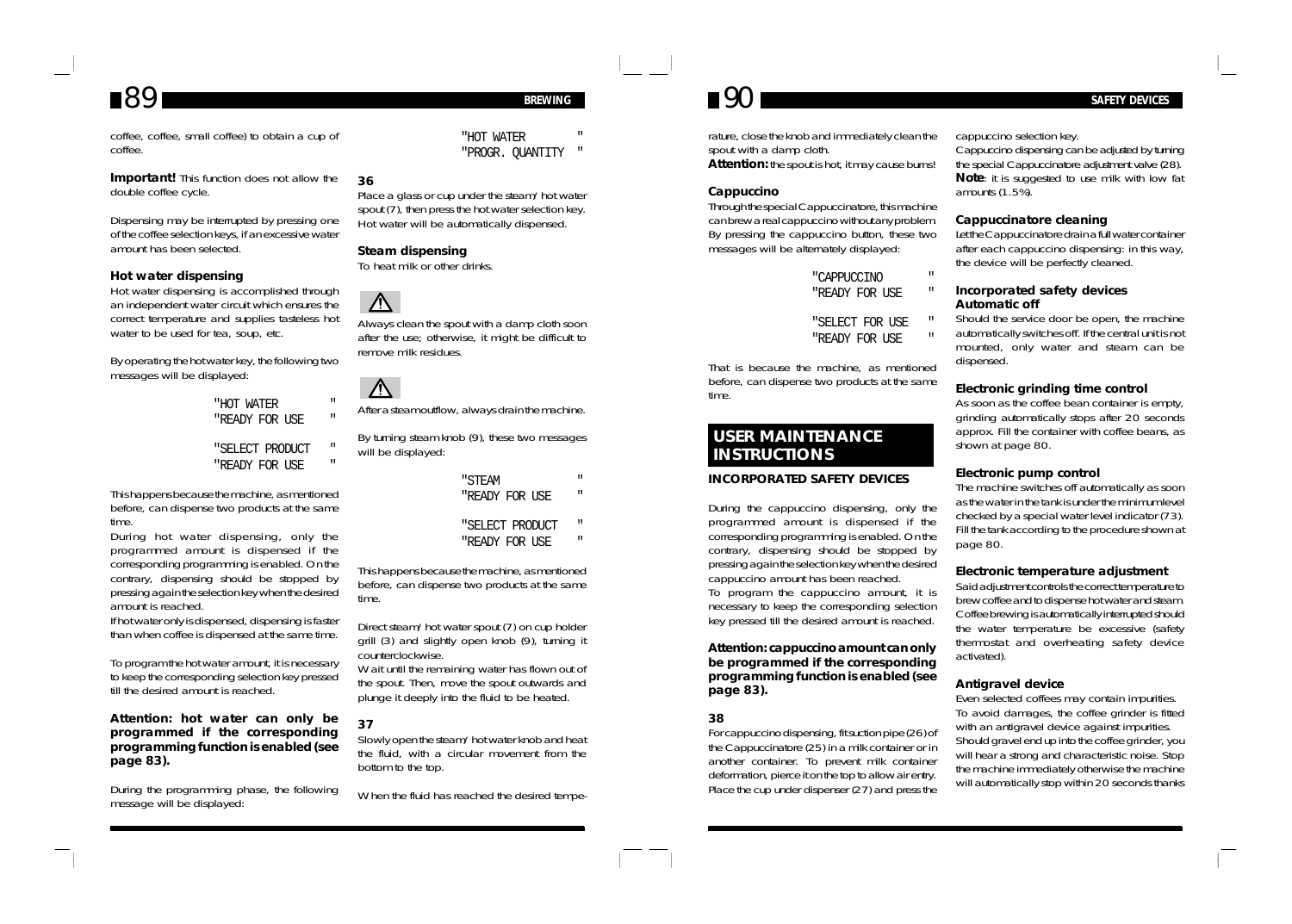coffee, coffee, small coffee) to obtain a cup of coffee.

**Important!** This function does not allow the double coffee cycle.

Dispensing may be interrupted by pressing one of the coffee selection keys, if an excessive water amount has been selected.

### Hot water dispensing

Hot water dispensing is accomplished through an independent water circuit which ensures the correct temperature and supplies tasteless hot water to be used for tea, soup, etc.

By operating the hot water key, the following two messages will be displayed:

```
"HOT WATER        "
"READY FOR USE    "

"SELECT PRODUCT   "
"READY FOR USE    "
```

This happens because the machine, as mentioned before, can dispense two products at the same time.

During hot water dispensing, only the programmed amount is dispensed if the corresponding programming is enabled. On the contrary, dispensing should be stopped by pressing again the selection key when the desired amount is reached.

If hot water only is dispensed, dispensing is faster than when coffee is dispensed at the same time.

To program the hot water amount, it is necessary to keep the corresponding selection key pressed till the desired amount is reached.

**Attention: hot water can only be programmed if the corresponding programming function is enabled (see page 83).**

During the programming phase, the following message will be displayed:

```
"HOT WATER        "
"PROGR. QUANTITY  "
```

**36**

Place a glass or cup under the steam/hot water spout (7), then press the hot water selection key. Hot water will be automatically dispensed.

### Steam dispensing

To heat milk or other drinks.

⚠ Always clean the spout with a damp cloth soon after the use; otherwise, it might be difficult to remove milk residues.

⚠ After a steam outflow, always drain the machine.

By turning steam knob (9), these two messages will be displayed:

```
"STEAM            "
"READY FOR USE    "

"SELECT PRODUCT   "
"READY FOR USE    "
```

This happens because the machine, as mentioned before, can dispense two products at the same time.

Direct steam/hot water spout (7) on cup holder grill (3) and slightly open knob (9), turning it counterclockwise.

Wait until the remaining water has flown out of the spout. Then, move the spout outwards and plunge it deeply into the fluid to be heated.

**37**

Slowly open the steam/hot water knob and heat the fluid, with a circular movement from the bottom to the top.

When the fluid has reached the desired temperature, close the knob and immediately clean the spout with a damp cloth.

**Attention:** the spout is hot, it may cause burns!

### Cappuccino

Through the special Cappuccinatore, this machine can brew a real cappuccino without any problem. By pressing the cappuccino button, these two messages will be alternately displayed:

```
"CAPPUCCINO       "
"READY FOR USE    "

"SELECT FOR USE   "
"READY FOR USE    "
```

That is because the machine, as mentioned before, can dispense two products at the same time.

## USER MAINTENANCE INSTRUCTIONS

### INCORPORATED SAFETY DEVICES

During the cappuccino dispensing, only the programmed amount is dispensed if the corresponding programming is enabled. On the contrary, dispensing should be stopped by pressing again the selection key when the desired cappuccino amount has been reached.

To program the cappuccino amount, it is necessary to keep the corresponding selection key pressed till the desired amount is reached.

**Attention: cappuccino amount can only be programmed if the corresponding programming function is enabled (see page 83).**

**38**

For cappuccino dispensing, fit suction pipe (26) of the Cappuccinatore (25) in a milk container or in another container. To prevent milk container deformation, pierce it on the top to allow air entry. Place the cup under dispenser (27) and press the cappuccino selection key.

Cappuccino dispensing can be adjusted by turning the special Cappuccinatore adjustment valve (28).

**Note**: it is suggested to use milk with low fat amounts (1.5%).

### Cappuccinatore cleaning

Let the Cappuccinatore drain a full water container after each cappuccino dispensing: in this way, the device will be perfectly cleaned.

### Incorporated safety devices Automatic off

Should the service door be open, the machine automatically switches off. If the central unit is not mounted, only water and steam can be dispensed.

### Electronic grinding time control

As soon as the coffee bean container is empty, grinding automatically stops after 20 seconds approx. Fill the container with coffee beans, as shown at page 80.

### Electronic pump control

The machine switches off automatically as soon as the water in the tank is under the minimum level checked by a special water level indicator (73). Fill the tank according to the procedure shown at page 80.

### Electronic temperature adjustment

Said adjustment controls the correct temperature to brew coffee and to dispense hot water and steam. Coffee brewing is automatically interrupted should the water temperature be excessive (safety thermostat and overheating safety device activated).

### Antigravel device

Even selected coffees may contain impurities. To avoid damages, the coffee grinder is fitted with an antigravel device against impurities. Should gravel end up into the coffee grinder, you will hear a strong and characteristic noise. Stop the machine immediately otherwise the machine will automatically stop within 20 seconds thanks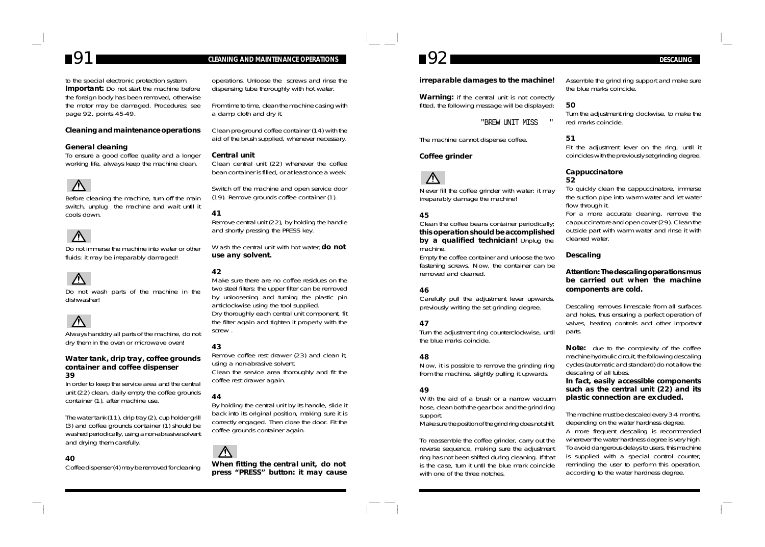to the special electronic protection system.
**Important:** Do not start the machine before the foreign body has been removed, otherwise the motor may be damaged. Procedures: see page 92, points 45-49.

## Cleaning and maintenance operations

### General cleaning

To ensure a good coffee quality and a longer working life, always keep the machine clean.

⚠

Before cleaning the machine, turn off the main switch, unplug the machine and wait until it cools down.

⚠

Do not immerse the machine into water or other fluids: it may be irreparably damaged!

⚠

Do not wash parts of the machine in the dishwasher!

⚠

Always handdry all parts of the machine, do not dry them in the oven or microwave oven!

### Water tank, drip tray, coffee grounds container and coffee dispenser

**39**

In order to keep the service area and the central unit (22) clean, daily empty the coffee grounds container (1), after machine use.

The water tank (11), drip tray (2), cup holder grill (3) and coffee grounds container (1) should be washed periodically, using a non-abrasive solvent and drying them carefully.

**40**

Coffee dispenser (4) may be removed for cleaning operations. Unloose the screws and rinse the dispensing tube thoroughly with hot water.

From time to time, clean the machine casing with a damp cloth and dry it.

Clean pre-ground coffee container (14) with the aid of the brush supplied, whenever necessary.

### Central unit

Clean central unit (22) whenever the coffee bean container is filled, or at least once a week.

Switch off the machine and open service door (19). Remove grounds coffee container (1).

**41**

Remove central unit (22), by holding the handle and shortly pressing the PRESS key.

Wash the central unit with hot water; **do not use any solvent.**

**42**

Make sure there are no coffee residues on the two steel filters: the upper filter can be removed by unloosening and turning the plastic pin anticlockwise using the tool supplied.
Dry thoroughly each central unit component, fit the filter again and tighten it properly with the screw .

**43**

Remove coffee rest drawer (23) and clean it, using a non-abrasive solvent.
Clean the service area thoroughly and fit the coffee rest drawer again.

**44**

By holding the central unit by its handle, slide it back into its original position, making sure it is correctly engaged. Then close the door. Fit the coffee grounds container again.

⚠

**When fitting the central unit, do not press "PRESS" button: it may cause irreparable damages to the machine!**

**Warning:** if the central unit is not correctly fitted, the following message will be displayed:

"BREW UNIT MISS "

The machine cannot dispense coffee.

### Coffee grinder

⚠

Never fill the coffee grinder with water: it may irreparably damage the machine!

**45**

Clean the coffee beans container periodically; **this operation should be accomplished by a qualified technician!** Unplug the machine.
Empty the coffee container and unloose the two fastening screws. Now, the container can be removed and cleaned.

**46**

Carefully pull the adjustment lever upwards, previously writing the set grinding degree.

**47**

Turn the adjustment ring counterclockwise, until the blue marks coincide.

**48**

Now, it is possible to remove the grinding ring from the machine, slightly pulling it upwards.

**49**

With the aid of a brush or a narrow vacuum hose, clean both the gear box and the grind ring support.
Make sure the position of the grind ring does not shift.

To reassemble the coffee grinder, carry out the reverse sequence, making sure the adjustment ring has not been shifted during cleaning. If that is the case, turn it until the blue mark coincide with one of the three notches.

Assemble the grind ring support and make sure the blue marks coincide.

**50**

Turn the adjustment ring clockwise, to make the red marks coincide.

**51**

Fit the adjustment lever on the ring, until it coincides with the previously set grinding degree.

### Cappuccinatore

**52**

To quickly clean the cappuccinatore, immerse the suction pipe into warm water and let water flow through it.
For a more accurate cleaning, remove the cappuccinatore and open cover (29). Clean the outside part with warm water and rinse it with cleaned water.

## Descaling

**Attention: The descaling operations mus be carried out when the machine components are cold.**

Descaling removes limescale from all surfaces and holes, thus ensuring a perfect operation of valves, heating controls and other important parts.

**Note:** due to the complexity of the coffee machine hydraulic circuit, the following descaling cycles (automatic and standard) do not allow the descaling of all tubes.
**In fact, easily accessible components such as the central unit (22) and its plastic connection are excluded.**

The machine must be descaled every 3-4 months, depending on the water hardness degree.
A more frequent descaling is recommended wherever the water hardness degree is very high. To avoid dangerous delays to users, this machine is supplied with a special control counter, reminding the user to perform this operation, according to the water hardness degree.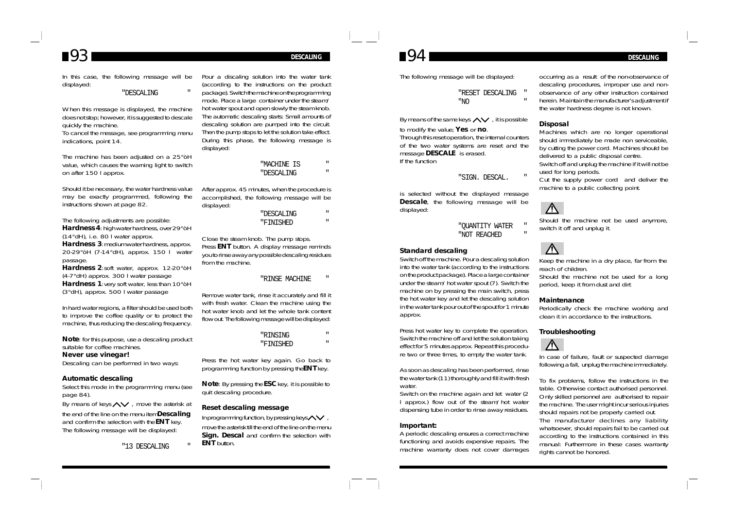In this case, the following message will be displayed:

"DESCALING "

When this message is displayed, the machine does not stop; however, it is suggested to descale quickly the machine.
To cancel the message, see programming menu indications, point 14.

The machine has been adjusted on a 25°òH value, which causes the warning light to switch on after 150 l approx.

Should it be necessary, the water hardness value may be exactly programmed, following the instructions shown at page 82.

The following adjustments are possible:
**Hardness 4**: high water hardness, over 29°òH (14°dH), i.e. 80 l water approx.
**Hardness 3**: medium water hardness, approx. 20-29°òH (7-14°dH), approx. 150 l water passage.
**Hardness 2**: soft water, approx. 12-20°òH (4-7°dH) approx. 300 l water passage
**Hardness 1**: very soft water, less than 10°òH (3°dH), approx. 500 l water passage

In hard water regions, a filter should be used both to improve the coffee quality or to protect the machine, thus reducing the descaling frequency.

**Note**: for this purpose, use a descaling product suitable for coffee machines.
**Never use vinegar!**
Descaling can be performed in two ways:

### Automatic descaling

Select this mode in the programming menu (see page 84).
By means of keys ∧∨ , move the asterisk at the end of the line on the menu item **Descaling** and confirm the selection with the **ENT** key.
The following message will be displayed:

"13 DESCALING "

Pour a discaling solution into the water tank (according to the instructions on the product package). Switch the machine on the programming mode. Place a large container under the steam/ hot water spout and open slowly the steam knob. The automatic descaling starts: Small amounts of descaling solution are pumped into the circuit. Then the pump stops to let the solution take effect. During this phase, the following message is displayed:

"MACHINE IS "
"DESCALING "

After approx. 45 minutes, when the procedure is accomplished, the following message will be displayed:

"DESCALING "
"FINISHED "

Close the steam knob. The pump stops.
Press **ENT** button. A display message reminds you to rinse away any possible descaling residues from the machine.

"RINSE MACHINE "

Remove water tank, rinse it accurately and fill it with fresh water. Clean the machine using the hot water knob and let the whole tank content flow out. The following message will be displayed:

"RINSING "
"FINISHED "

Press the hot water key again. Go back to programming function by pressing the **ENT** key.

**Note**: By pressing the **ESC** key, it is possible to quit descaling procedure.

### Reset descaling message

In programming function, by pressing keys ∧∨ , move the asterisk till the end of the line on the menu **Sign. Descal** and confirm the selection with **ENT** button.

The following message will be displayed:

"RESET DESCALING "
"NO "

By means of the same keys ∧∨ , it is possible to modify the value; **Yes** or **no**.
Through this reset operation, the internal counters of the two water systems are reset and the message **DESCALE** is erased.
If the function

"SIGN. DESCAL. "

is selected without the displayed message **Descale**, the following message will be displayed:

"QUANTITY WATER "
"NOT REACHED "

### Standard descaling

Switch off the machine. Pour a descaling solution into the water tank (according to the instructions on the product package). Place a large container under the steam/ hot water spout (7). Switch the machine on by pressing the main switch, press the hot water key and let the descaling solution in the water tank pour out of the spout for 1 minute approx.

Press hot water key to complete the operation. Switch the machine off and let the solution taking effect for 5 minutes approx. Repeat this procedure two or three times, to empty the water tank.

As soon as descaling has been performed, rinse the water tank (11) thoroughly and fill it with fresh water.
Switch on the machine again and let water (2 l approx.) flow out of the steam/hot water dispensing tube in order to rinse away residues.

### Important:

A periodic descaling ensures a correct machine functioning and avoids expensive repairs. The machine warranty does not cover damages occurring as a result of the non-observance of descaling procedures, improper use and non-observance of any other instruction contained herein. Maintain the manufacturer's adjustment if the water hardness degree is not known.

### Disposal

Machines which are no longer operational should immediately be made non serviceable, by cutting the power cord. Machines should be delivered to a public disposal centre.
Switch off and unplug the machine if it will not be used for long periods.
Cut the supply power cord and deliver the machine to a public collecting point.

⚠

Should the machine not be used anymore, switch it off and unplug it.

⚠

Keep the machine in a dry place, far from the reach of children.
Should the machine not be used for a long period, keep it from dust and dirt

### Maintenance

Periodically check the machine working and clean it in accordance to the instructions.

### Troubleshooting

⚠

In case of failure, fault or suspected damage following a fall, unplug the machine immediately.

To fix problems, follow the instructions in the table. Otherwise contact authorised personnel. Only skilled personnel are authorised to repair the machine. The user might incur serious injuries should repairs not be properly carried out.
The manufacturer declines any liability whatsoever, should repairs fail to be carried out according to the instructions contained in this manual: Furthermore in these cases warranty rights cannot be honored.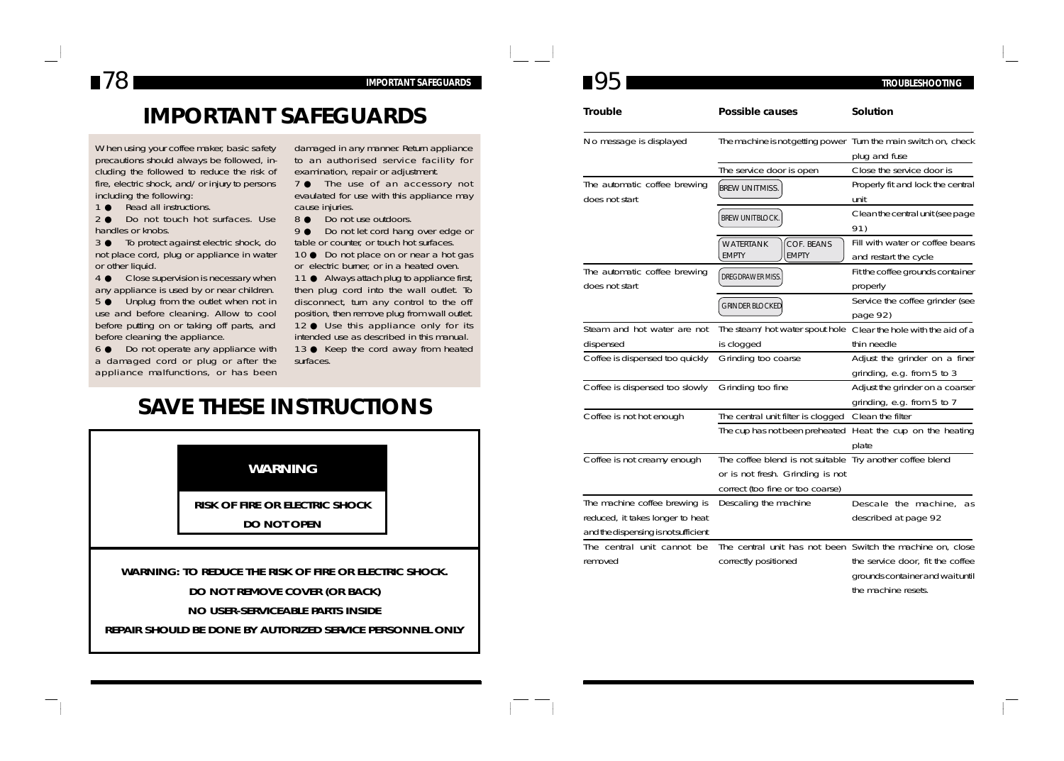# IMPORTANT SAFEGUARDS

When using your coffee maker, basic safety precautions should always be followed, including the followed to reduce the risk of fire, electric shock, and/or injury to persons including the following:

1 ● Read all instructions.

2 ● Do not touch hot surfaces. Use handles or knobs.

3 ● To protect against electric shock, do not place cord, plug or appliance in water or other liquid.

4 ● Close supervision is necessary when any appliance is used by or near children.

5 ● Unplug from the outlet when not in use and before cleaning. Allow to cool before putting on or taking off parts, and before cleaning the appliance.

6 ● Do not operate any appliance with a damaged cord or plug or after the appliance malfunctions, or has been damaged in any manner. Return appliance to an authorised service facility for examination, repair or adjustment.

7 ● The use of an accessory not evaulated for use with this appliance may cause injuries.

8 ● Do not use outdoors.

9 ● Do not let cord hang over edge or table or counter, or touch hot surfaces.

10 ● Do not place on or near a hot gas or electric burner, or in a heated oven.

11 ● Always attach plug to appliance first, then plug cord into the wall outlet. To disconnect, turn any control to the off position, then remove plug from wall outlet.

12 ● Use this appliance only for its intended use as described in this manual.

13 ● Keep the cord away from heated surfaces.

# SAVE THESE INSTRUCTIONS

**WARNING**

**RISK OF FIRE OR ELECTRIC SHOCK**

**DO NOT OPEN**

**WARNING: TO REDUCE THE RISK OF FIRE OR ELECTRIC SHOCK.**

**DO NOT REMOVE COVER (OR BACK)**

**NO USER-SERVICEABLE PARTS INSIDE**

**REPAIR SHOULD BE DONE BY AUTORIZED SERVICE PERSONNEL ONLY**

## TROUBLESHOOTING

| Trouble | Possible causes | Solution |
|---|---|---|
| No message is displayed | The machine is not getting power | Turn the main switch on, check plug and fuse |
| | The service door is open | Close the service door is |
| The automatic coffee brewing does not start | BREW UNIT MISS. | Properly fit and lock the central unit |
| | BREW UNIT BLOCK. | Clean the central unit (see page 91) |
| | WATERTANK EMPTY / COF. BEANS EMPTY | Fill with water or coffee beans and restart the cycle |
| The automatic coffee brewing does not start | DREG DRAWER MISS. | Fit the coffee grounds container properly |
| | GRINDER BLOCKED | Service the coffee grinder (see page 92) |
| Steam and hot water are not dispensed | The steam/hot water spout hole is clogged | Clear the hole with the aid of a thin needle |
| Coffee is dispensed too quickly | Grinding too coarse | Adjust the grinder on a finer grinding, e.g. from 5 to 3 |
| Coffee is dispensed too slowly | Grinding too fine | Adjust the grinder on a coarser grinding, e.g. from 5 to 7 |
| Coffee is not hot enough | The central unit filter is clogged | Clean the filter |
| | The cup has not been preheated | Heat the cup on the heating plate |
| Coffee is not creamy enough | The coffee blend is not suitable or is not fresh. Grinding is not correct (too fine or too coarse) | Try another coffee blend |
| The machine coffee brewing is reduced, it takes longer to heat and the dispensing is not sufficient | Descaling the machine | Descale the machine, as described at page 92 |
| The central unit cannot be removed | The central unit has not been correctly positioned | Switch the machine on, close the service door, fit the coffee grounds container and wait until the machine resets. |